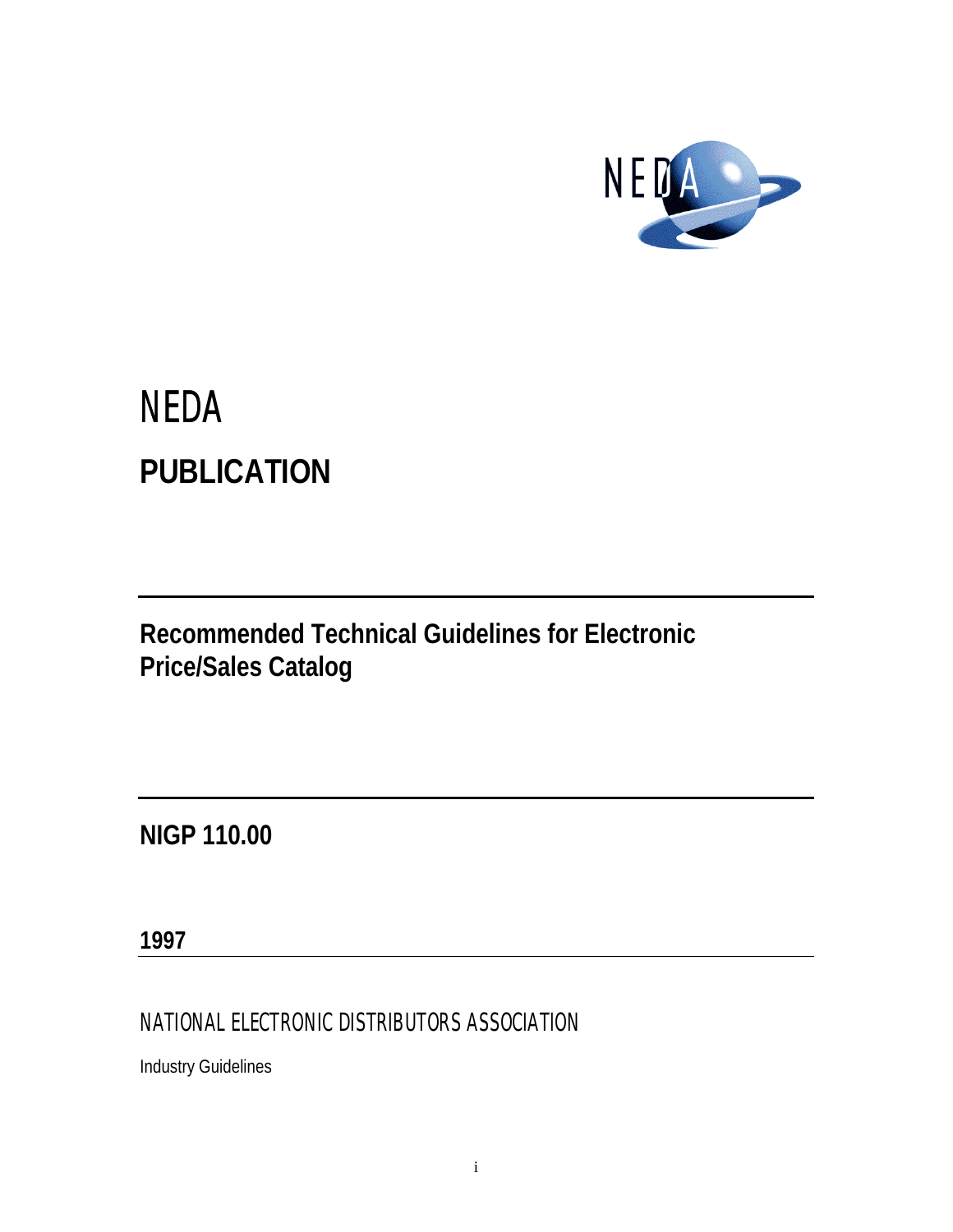# NEDA

## PUBLICATION

---

## Recommended Technical Guidelines for Electronic Price/Sales Catalog

---

## NIGP 110.00

**1997**

---

NATIONAL ELECTRONIC DISTRIBUTORS ASSOCIATION

Industry Guidelines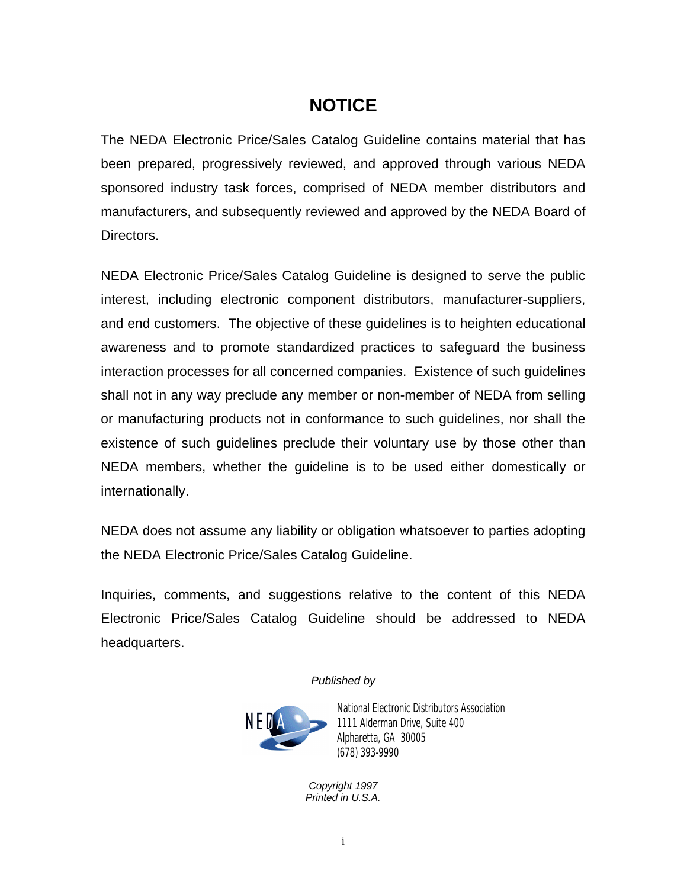# NOTICE

The NEDA Electronic Price/Sales Catalog Guideline contains material that has been prepared, progressively reviewed, and approved through various NEDA sponsored industry task forces, comprised of NEDA member distributors and manufacturers, and subsequently reviewed and approved by the NEDA Board of Directors.

NEDA Electronic Price/Sales Catalog Guideline is designed to serve the public interest, including electronic component distributors, manufacturer-suppliers, and end customers. The objective of these guidelines is to heighten educational awareness and to promote standardized practices to safeguard the business interaction processes for all concerned companies. Existence of such guidelines shall not in any way preclude any member or non-member of NEDA from selling or manufacturing products not in conformance to such guidelines, nor shall the existence of such guidelines preclude their voluntary use by those other than NEDA members, whether the guideline is to be used either domestically or internationally.

NEDA does not assume any liability or obligation whatsoever to parties adopting the NEDA Electronic Price/Sales Catalog Guideline.

Inquiries, comments, and suggestions relative to the content of this NEDA Electronic Price/Sales Catalog Guideline should be addressed to NEDA headquarters.

*Published by*

NEDA

National Electronic Distributors Association
1111 Alderman Drive, Suite 400
Alpharetta, GA 30005
(678) 393-9990

*Copyright 1997*
*Printed in U.S.A.*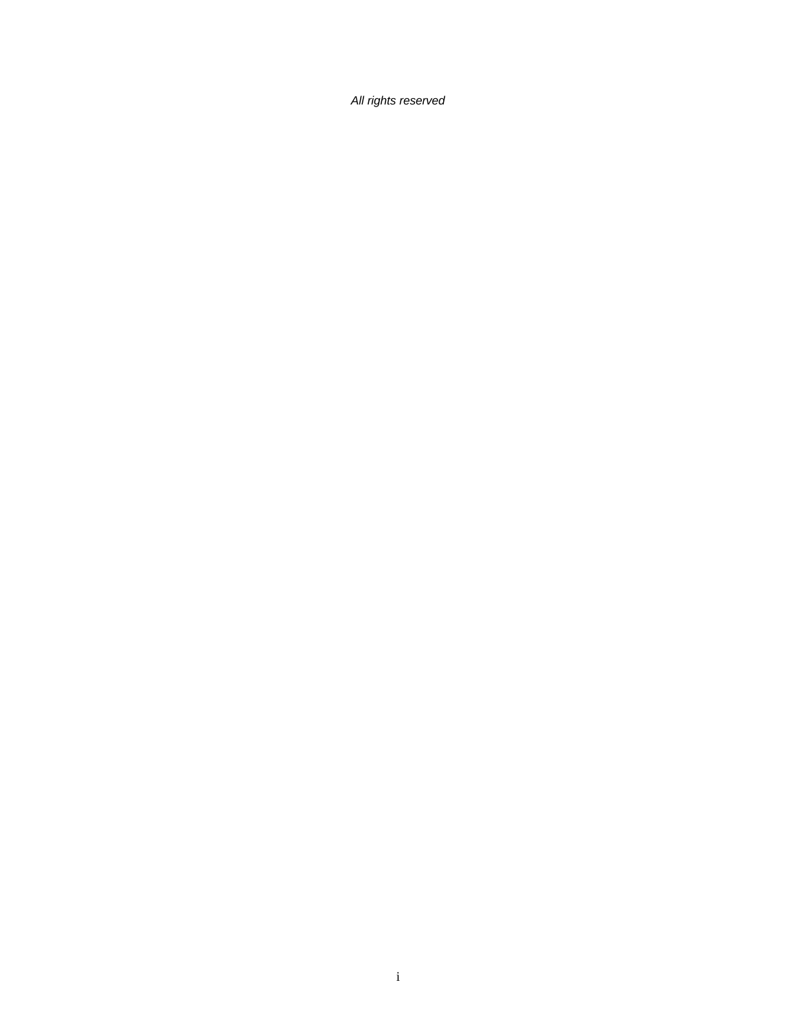*All rights reserved*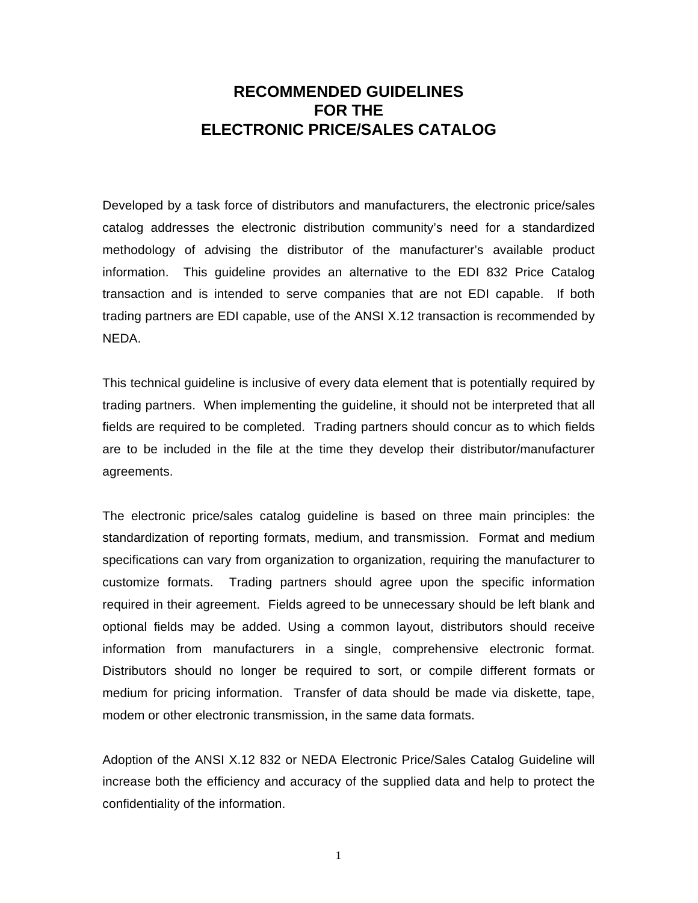# RECOMMENDED GUIDELINES
# FOR THE
# ELECTRONIC PRICE/SALES CATALOG

Developed by a task force of distributors and manufacturers, the electronic price/sales catalog addresses the electronic distribution community's need for a standardized methodology of advising the distributor of the manufacturer's available product information. This guideline provides an alternative to the EDI 832 Price Catalog transaction and is intended to serve companies that are not EDI capable. If both trading partners are EDI capable, use of the ANSI X.12 transaction is recommended by NEDA.

This technical guideline is inclusive of every data element that is potentially required by trading partners. When implementing the guideline, it should not be interpreted that all fields are required to be completed. Trading partners should concur as to which fields are to be included in the file at the time they develop their distributor/manufacturer agreements.

The electronic price/sales catalog guideline is based on three main principles: the standardization of reporting formats, medium, and transmission. Format and medium specifications can vary from organization to organization, requiring the manufacturer to customize formats. Trading partners should agree upon the specific information required in their agreement. Fields agreed to be unnecessary should be left blank and optional fields may be added. Using a common layout, distributors should receive information from manufacturers in a single, comprehensive electronic format. Distributors should no longer be required to sort, or compile different formats or medium for pricing information. Transfer of data should be made via diskette, tape, modem or other electronic transmission, in the same data formats.

Adoption of the ANSI X.12 832 or NEDA Electronic Price/Sales Catalog Guideline will increase both the efficiency and accuracy of the supplied data and help to protect the confidentiality of the information.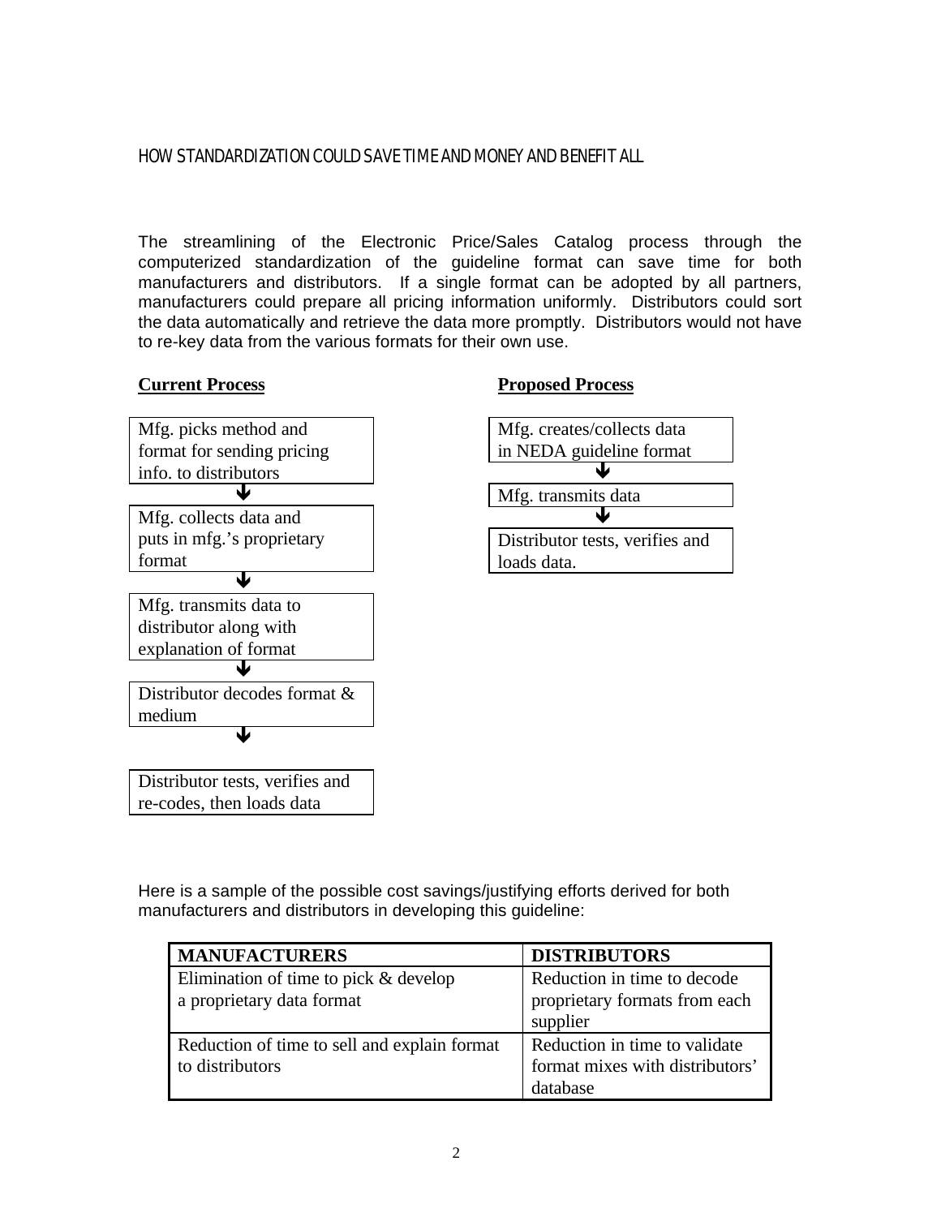## HOW STANDARDIZATION COULD SAVE TIME AND MONEY AND BENEFIT ALL

The streamlining of the Electronic Price/Sales Catalog process through the computerized standardization of the guideline format can save time for both manufacturers and distributors. If a single format can be adopted by all partners, manufacturers could prepare all pricing information uniformly. Distributors could sort the data automatically and retrieve the data more promptly. Distributors would not have to re-key data from the various formats for their own use.

**Current Process**

Mfg. picks method and format for sending pricing info. to distributors

↓

Mfg. collects data and puts in mfg.'s proprietary format

↓

Mfg. transmits data to distributor along with explanation of format

↓

Distributor decodes format & medium

↓

Distributor tests, verifies and re-codes, then loads data

**Proposed Process**

Mfg. creates/collects data in NEDA guideline format

↓

Mfg. transmits data

↓

Distributor tests, verifies and loads data.

Here is a sample of the possible cost savings/justifying efforts derived for both manufacturers and distributors in developing this guideline:

| MANUFACTURERS | DISTRIBUTORS |
|---|---|
| Elimination of time to pick & develop a proprietary data format | Reduction in time to decode proprietary formats from each supplier |
| Reduction of time to sell and explain format to distributors | Reduction in time to validate format mixes with distributors' database |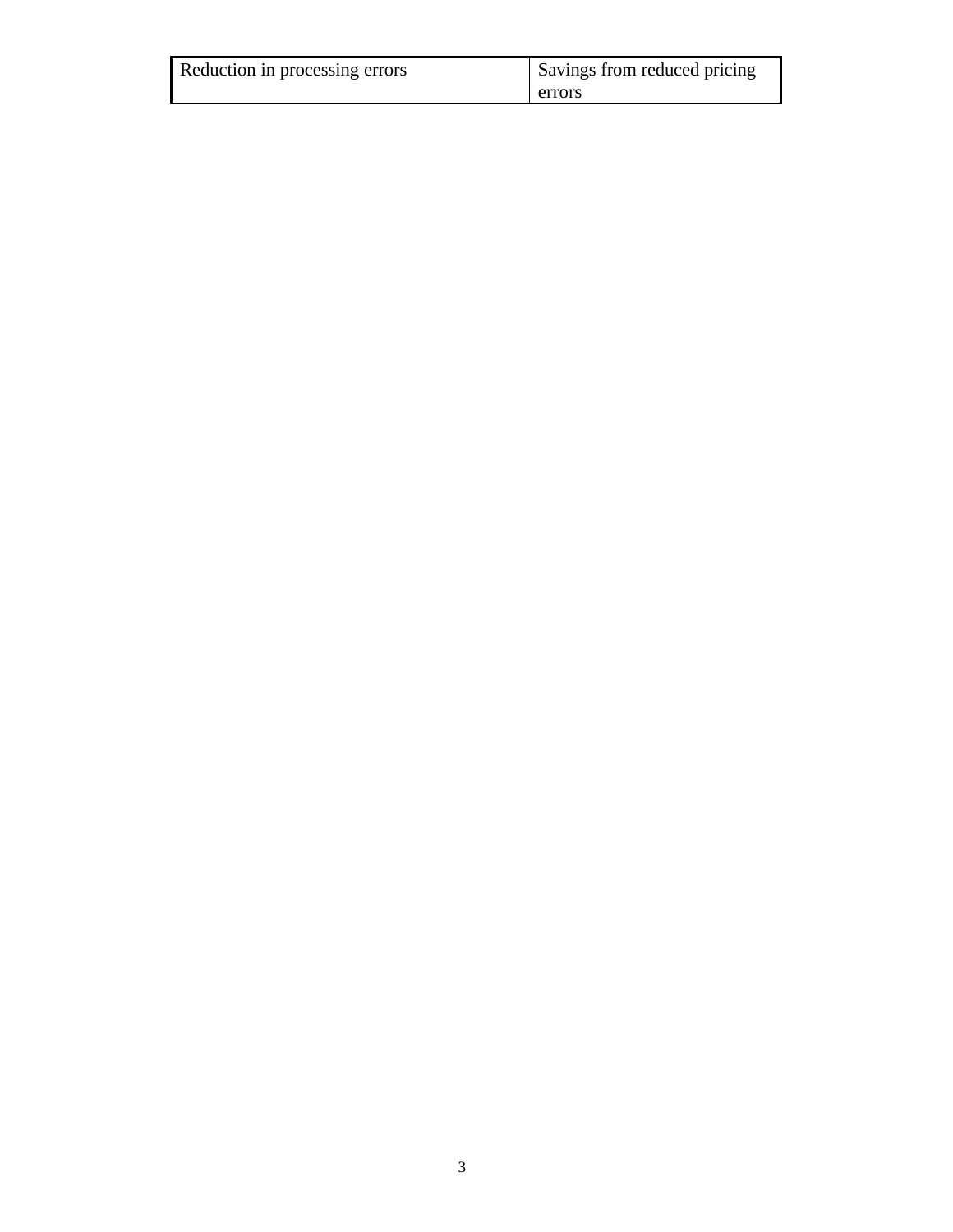| Reduction in processing errors | Savings from reduced pricing errors |
|---|---|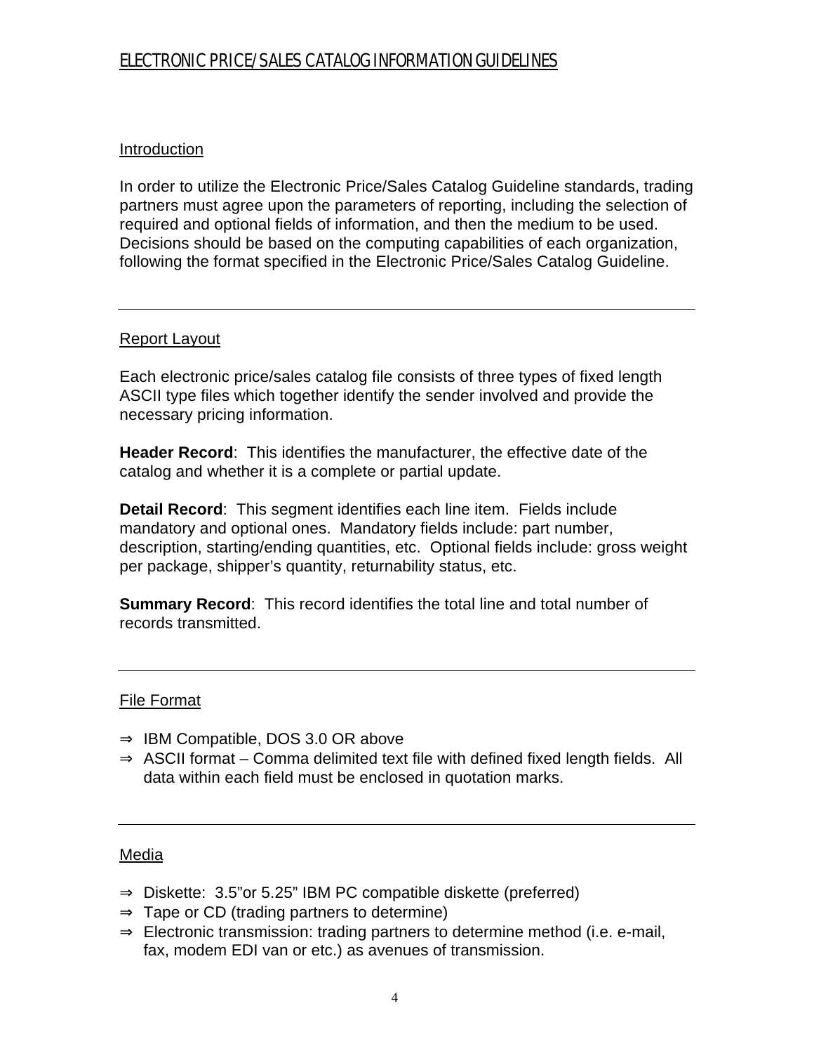# ELECTRONIC PRICE/SALES CATALOG INFORMATION GUIDELINES

## Introduction

In order to utilize the Electronic Price/Sales Catalog Guideline standards, trading partners must agree upon the parameters of reporting, including the selection of required and optional fields of information, and then the medium to be used. Decisions should be based on the computing capabilities of each organization, following the format specified in the Electronic Price/Sales Catalog Guideline.

---

## Report Layout

Each electronic price/sales catalog file consists of three types of fixed length ASCII type files which together identify the sender involved and provide the necessary pricing information.

**Header Record**: This identifies the manufacturer, the effective date of the catalog and whether it is a complete or partial update.

**Detail Record**: This segment identifies each line item. Fields include mandatory and optional ones. Mandatory fields include: part number, description, starting/ending quantities, etc. Optional fields include: gross weight per package, shipper's quantity, returnability status, etc.

**Summary Record**: This record identifies the total line and total number of records transmitted.

---

## File Format

- ⇒ IBM Compatible, DOS 3.0 OR above
- ⇒ ASCII format – Comma delimited text file with defined fixed length fields. All data within each field must be enclosed in quotation marks.

---

## Media

- ⇒ Diskette: 3.5"or 5.25" IBM PC compatible diskette (preferred)
- ⇒ Tape or CD (trading partners to determine)
- ⇒ Electronic transmission: trading partners to determine method (i.e. e-mail, fax, modem EDI van or etc.) as avenues of transmission.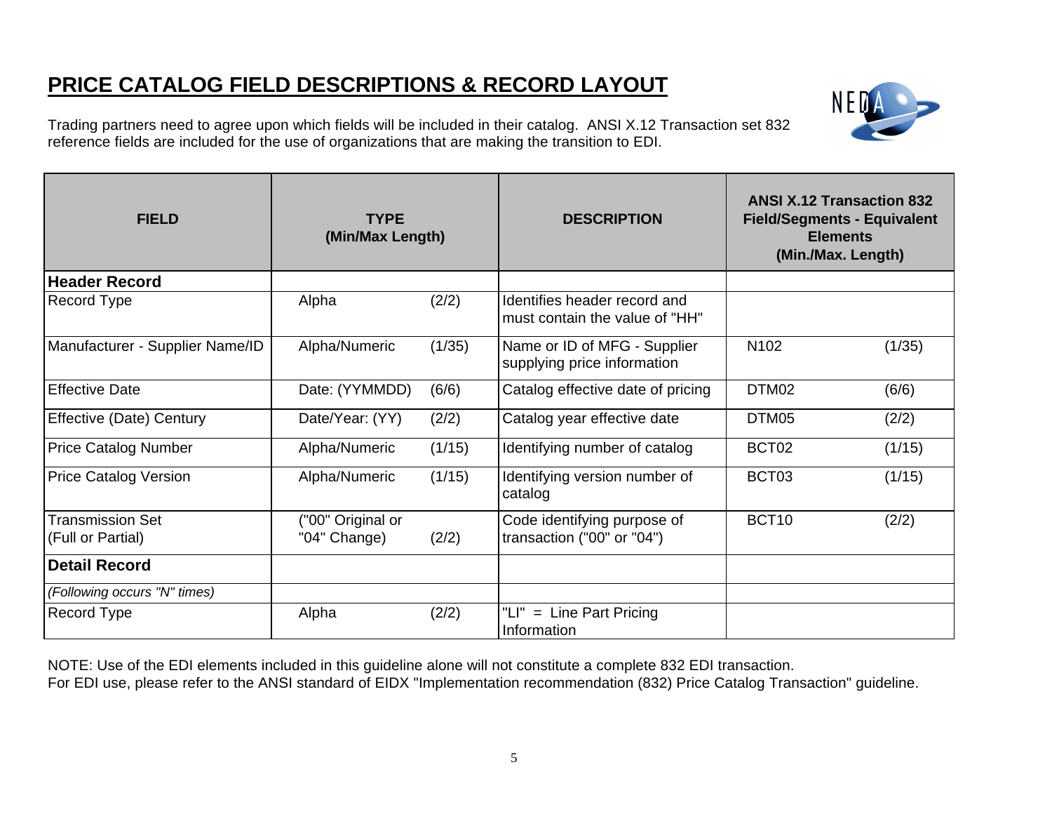# PRICE CATALOG FIELD DESCRIPTIONS & RECORD LAYOUT

Trading partners need to agree upon which fields will be included in their catalog. ANSI X.12 Transaction set 832 reference fields are included for the use of organizations that are making the transition to EDI.

| FIELD | TYPE (Min/Max Length) | | DESCRIPTION | ANSI X.12 Transaction 832 Field/Segments - Equivalent Elements (Min./Max. Length) | |
|---|---|---|---|---|---|
| **Header Record** | | | | | |
| Record Type | Alpha | (2/2) | Identifies header record and must contain the value of "HH" | | |
| Manufacturer - Supplier Name/ID | Alpha/Numeric | (1/35) | Name or ID of MFG - Supplier supplying price information | N102 | (1/35) |
| Effective Date | Date: (YYMMDD) | (6/6) | Catalog effective date of pricing | DTM02 | (6/6) |
| Effective (Date) Century | Date/Year: (YY) | (2/2) | Catalog year effective date | DTM05 | (2/2) |
| Price Catalog Number | Alpha/Numeric | (1/15) | Identifying number of catalog | BCT02 | (1/15) |
| Price Catalog Version | Alpha/Numeric | (1/15) | Identifying version number of catalog | BCT03 | (1/15) |
| Transmission Set (Full or Partial) | ("00" Original or "04" Change) | (2/2) | Code identifying purpose of transaction ("00" or "04") | BCT10 | (2/2) |
| **Detail Record** | | | | | |
| *(Following occurs "N" times)* | | | | | |
| Record Type | Alpha | (2/2) | "LI" = Line Part Pricing Information | | |

NOTE: Use of the EDI elements included in this guideline alone will not constitute a complete 832 EDI transaction.
For EDI use, please refer to the ANSI standard of EIDX "Implementation recommendation (832) Price Catalog Transaction" guideline.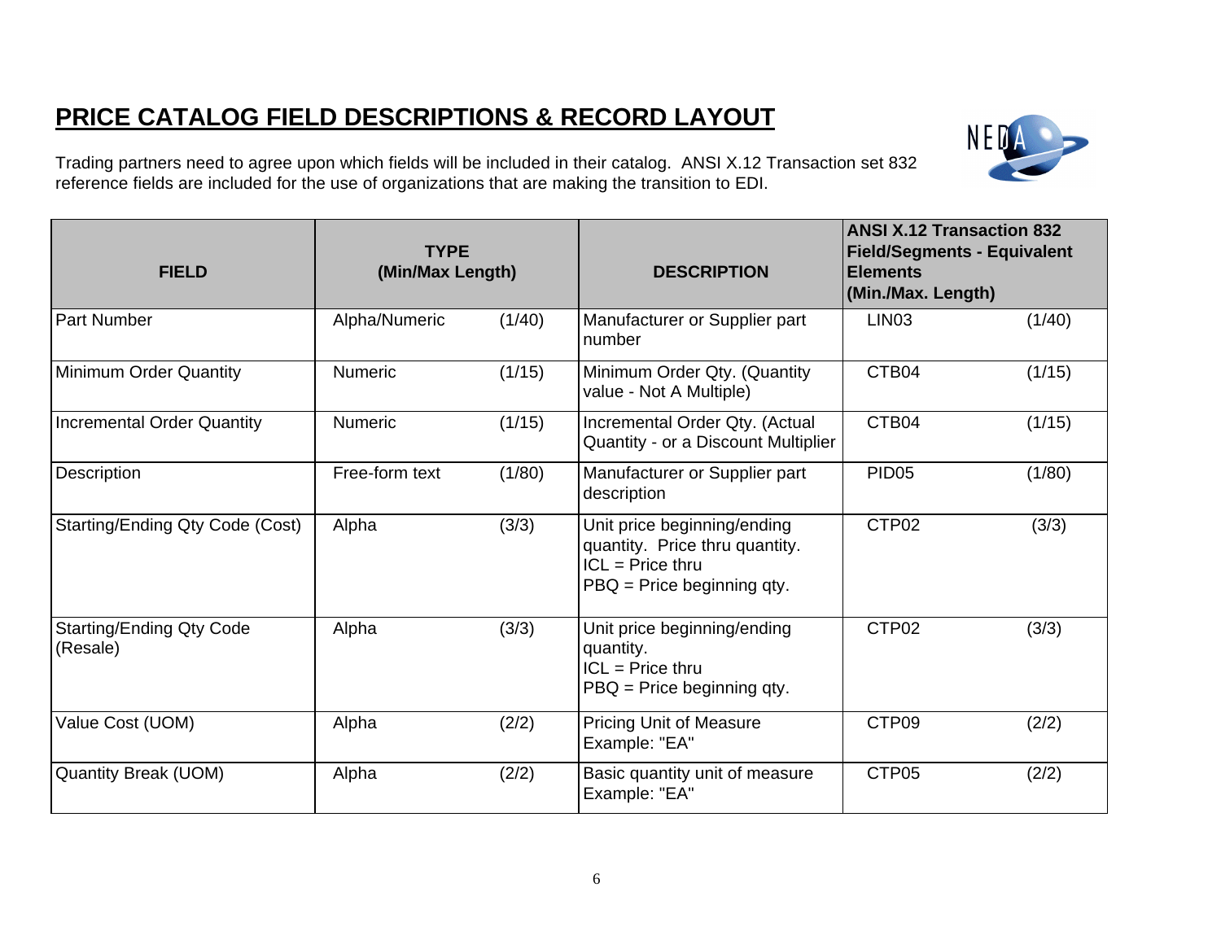# PRICE CATALOG FIELD DESCRIPTIONS & RECORD LAYOUT

Trading partners need to agree upon which fields will be included in their catalog. ANSI X.12 Transaction set 832 reference fields are included for the use of organizations that are making the transition to EDI.

| FIELD | TYPE (Min/Max Length) | | DESCRIPTION | ANSI X.12 Transaction 832 Field/Segments - Equivalent Elements (Min./Max. Length) | |
|---|---|---|---|---|---|
| Part Number | Alpha/Numeric | (1/40) | Manufacturer or Supplier part number | LIN03 | (1/40) |
| Minimum Order Quantity | Numeric | (1/15) | Minimum Order Qty. (Quantity value - Not A Multiple) | CTB04 | (1/15) |
| Incremental Order Quantity | Numeric | (1/15) | Incremental Order Qty. (Actual Quantity - or a Discount Multiplier | CTB04 | (1/15) |
| Description | Free-form text | (1/80) | Manufacturer or Supplier part description | PID05 | (1/80) |
| Starting/Ending Qty Code (Cost) | Alpha | (3/3) | Unit price beginning/ending quantity. Price thru quantity.<br>ICL = Price thru<br>PBQ = Price beginning qty. | CTP02 | (3/3) |
| Starting/Ending Qty Code (Resale) | Alpha | (3/3) | Unit price beginning/ending quantity.<br>ICL = Price thru<br>PBQ = Price beginning qty. | CTP02 | (3/3) |
| Value Cost (UOM) | Alpha | (2/2) | Pricing Unit of Measure Example: "EA" | CTP09 | (2/2) |
| Quantity Break (UOM) | Alpha | (2/2) | Basic quantity unit of measure Example: "EA" | CTP05 | (2/2) |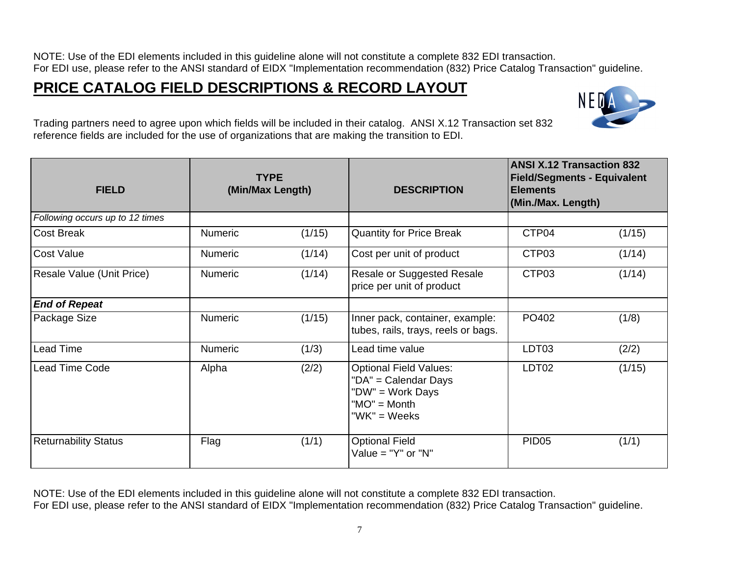NOTE: Use of the EDI elements included in this guideline alone will not constitute a complete 832 EDI transaction.
For EDI use, please refer to the ANSI standard of EIDX "Implementation recommendation (832) Price Catalog Transaction" guideline.

# PRICE CATALOG FIELD DESCRIPTIONS & RECORD LAYOUT

Trading partners need to agree upon which fields will be included in their catalog. ANSI X.12 Transaction set 832 reference fields are included for the use of organizations that are making the transition to EDI.

| FIELD | TYPE (Min/Max Length) | | DESCRIPTION | ANSI X.12 Transaction 832 Field/Segments - Equivalent Elements (Min./Max. Length) | |
|---|---|---|---|---|---|
| *Following occurs up to 12 times* | | | | | |
| Cost Break | Numeric | (1/15) | Quantity for Price Break | CTP04 | (1/15) |
| Cost Value | Numeric | (1/14) | Cost per unit of product | CTP03 | (1/14) |
| Resale Value (Unit Price) | Numeric | (1/14) | Resale or Suggested Resale price per unit of product | CTP03 | (1/14) |
| ***End of Repeat*** | | | | | |
| Package Size | Numeric | (1/15) | Inner pack, container, example: tubes, rails, trays, reels or bags. | PO402 | (1/8) |
| Lead Time | Numeric | (1/3) | Lead time value | LDT03 | (2/2) |
| Lead Time Code | Alpha | (2/2) | Optional Field Values:<br>"DA" = Calendar Days<br>"DW" = Work Days<br>"MO" = Month<br>"WK" = Weeks | LDT02 | (1/15) |
| Returnability Status | Flag | (1/1) | Optional Field<br>Value = "Y" or "N" | PID05 | (1/1) |

NOTE: Use of the EDI elements included in this guideline alone will not constitute a complete 832 EDI transaction.
For EDI use, please refer to the ANSI standard of EIDX "Implementation recommendation (832) Price Catalog Transaction" guideline.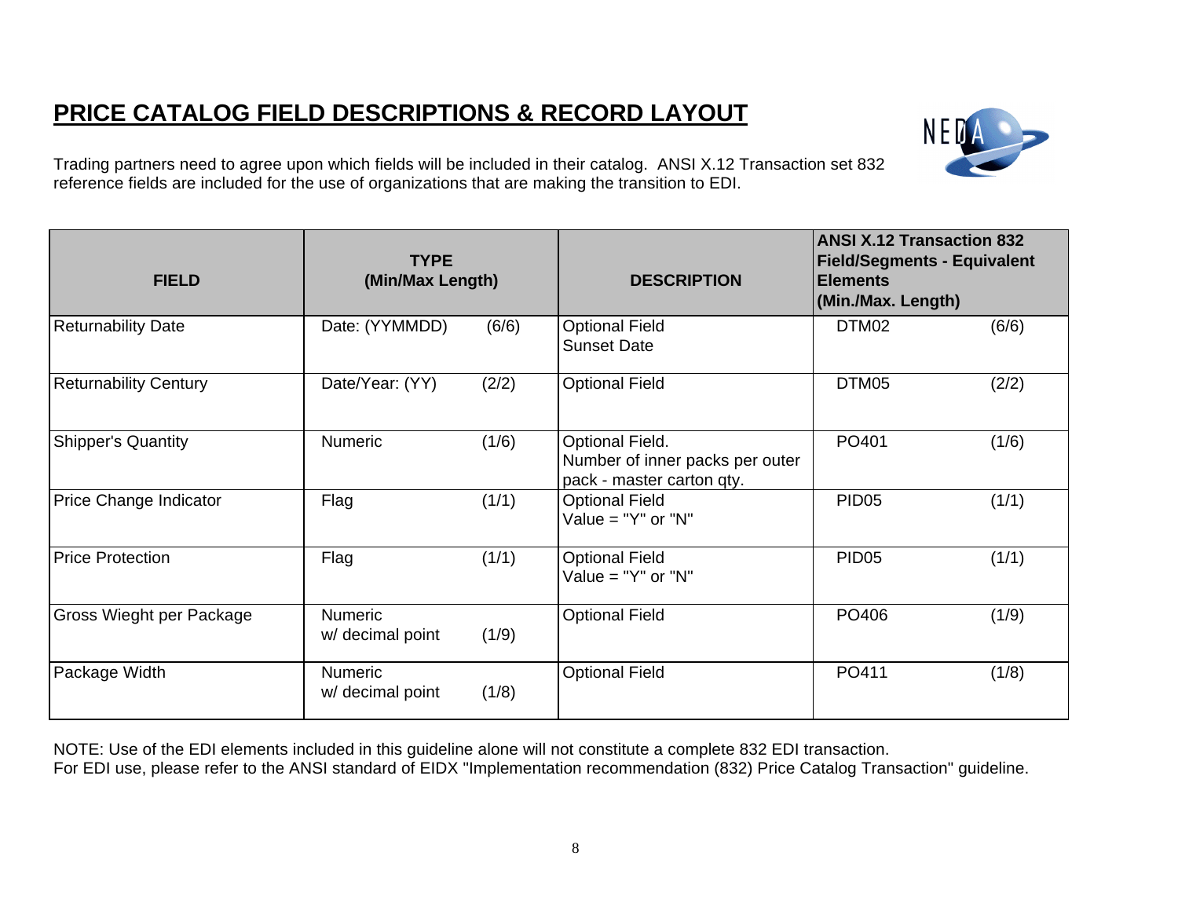## PRICE CATALOG FIELD DESCRIPTIONS & RECORD LAYOUT

Trading partners need to agree upon which fields will be included in their catalog. ANSI X.12 Transaction set 832 reference fields are included for the use of organizations that are making the transition to EDI.

| FIELD | TYPE (Min/Max Length) | | DESCRIPTION | ANSI X.12 Transaction 832 Field/Segments - Equivalent Elements (Min./Max. Length) | |
|---|---|---|---|---|---|
| Returnability Date | Date: (YYMMDD) | (6/6) | Optional Field<br>Sunset Date | DTM02 | (6/6) |
| Returnability Century | Date/Year: (YY) | (2/2) | Optional Field | DTM05 | (2/2) |
| Shipper's Quantity | Numeric | (1/6) | Optional Field.<br>Number of inner packs per outer pack - master carton qty. | PO401 | (1/6) |
| Price Change Indicator | Flag | (1/1) | Optional Field<br>Value = "Y" or "N" | PID05 | (1/1) |
| Price Protection | Flag | (1/1) | Optional Field<br>Value = "Y" or "N" | PID05 | (1/1) |
| Gross Wieght per Package | Numeric<br>w/ decimal point | (1/9) | Optional Field | PO406 | (1/9) |
| Package Width | Numeric<br>w/ decimal point | (1/8) | Optional Field | PO411 | (1/8) |

NOTE: Use of the EDI elements included in this guideline alone will not constitute a complete 832 EDI transaction.
For EDI use, please refer to the ANSI standard of EIDX "Implementation recommendation (832) Price Catalog Transaction" guideline.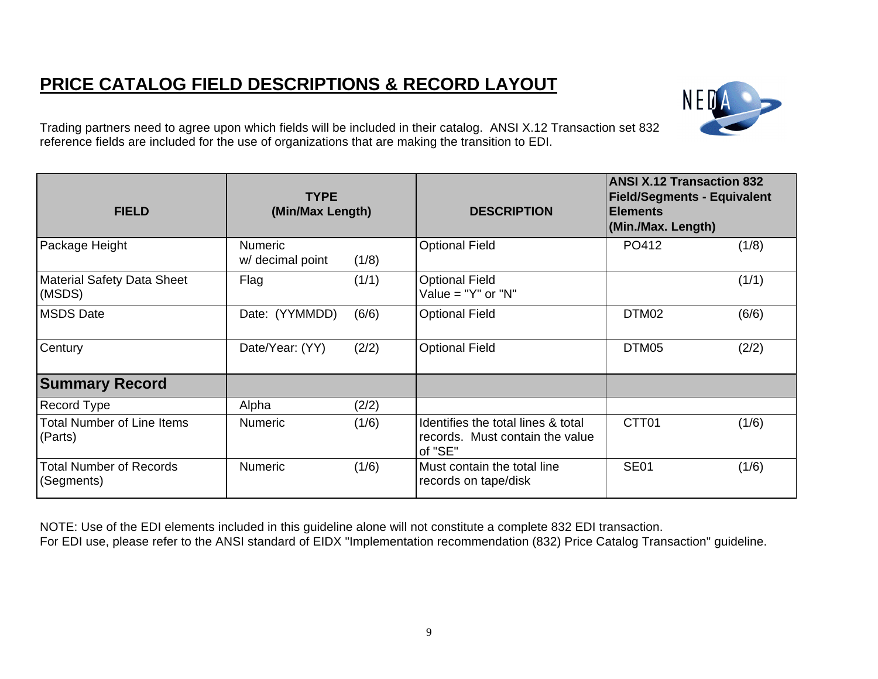# PRICE CATALOG FIELD DESCRIPTIONS & RECORD LAYOUT

Trading partners need to agree upon which fields will be included in their catalog. ANSI X.12 Transaction set 832 reference fields are included for the use of organizations that are making the transition to EDI.

| FIELD | TYPE (Min/Max Length) | | DESCRIPTION | ANSI X.12 Transaction 832 Field/Segments - Equivalent Elements (Min./Max. Length) | |
|---|---|---|---|---|---|
| Package Height | Numeric w/ decimal point | (1/8) | Optional Field | PO412 | (1/8) |
| Material Safety Data Sheet (MSDS) | Flag | (1/1) | Optional Field Value = "Y" or "N" | | (1/1) |
| MSDS Date | Date: (YYMMDD) | (6/6) | Optional Field | DTM02 | (6/6) |
| Century | Date/Year: (YY) | (2/2) | Optional Field | DTM05 | (2/2) |
| **Summary Record** | | | | | |
| Record Type | Alpha | (2/2) | | | |
| Total Number of Line Items (Parts) | Numeric | (1/6) | Identifies the total lines & total records. Must contain the value of "SE" | CTT01 | (1/6) |
| Total Number of Records (Segments) | Numeric | (1/6) | Must contain the total line records on tape/disk | SE01 | (1/6) |

NOTE: Use of the EDI elements included in this guideline alone will not constitute a complete 832 EDI transaction.
For EDI use, please refer to the ANSI standard of EIDX "Implementation recommendation (832) Price Catalog Transaction" guideline.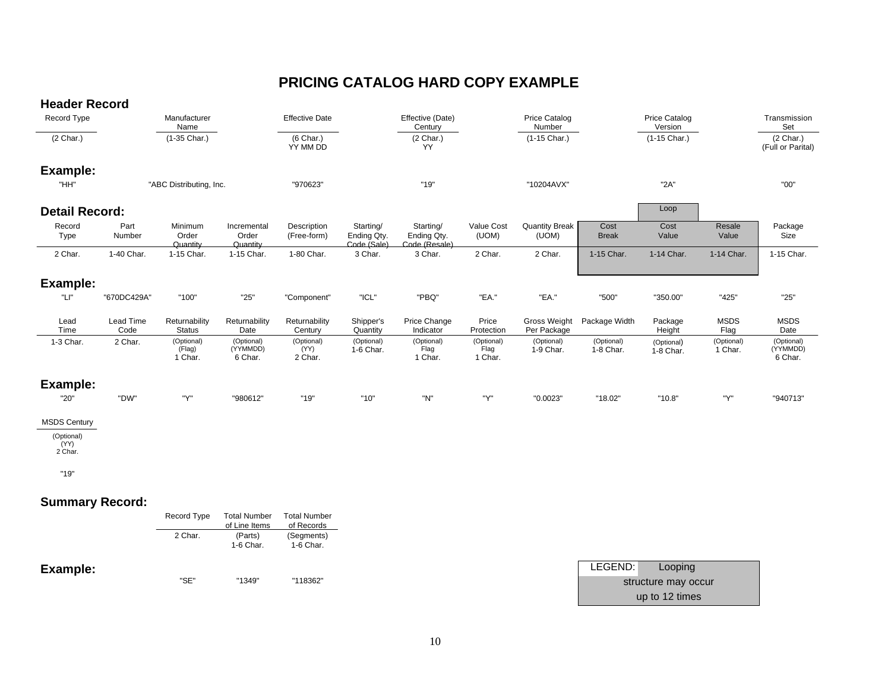# PRICING CATALOG HARD COPY EXAMPLE

## Header Record

| Record Type | Manufacturer Name | Effective Date | Effective (Date) Century | Price Catalog Number | Price Catalog Version | Transmission Set |
|---|---|---|---|---|---|---|
| (2 Char.) | (1-35 Char.) | (6 Char.) YY MM DD | (2 Char.) YY | (1-15 Char.) | (1-15 Char.) | (2 Char.) (Full or Parital) |

### Example:

| | | | | | | |
|---|---|---|---|---|---|---|
| "HH" | "ABC Distributing, Inc. | "970623" | "19" | "10204AVX" | "2A" | "00" |

## Detail Record:

| Record Type | Part Number | Minimum Order Quantity | Incremental Order Quantity | Description (Free-form) | Starting/ Ending Qty. Code (Sale) | Starting/ Ending Qty. Code (Resale) | Value Cost (UOM) | Quantity Break (UOM) | Cost Break (Loop) | Cost Value (Loop) | Resale Value (Loop) | Package Size |
|---|---|---|---|---|---|---|---|---|---|---|---|---|
| 2 Char. | 1-40 Char. | 1-15 Char. | 1-15 Char. | 1-80 Char. | 3 Char. | 3 Char. | 2 Char. | 2 Char. | 1-15 Char. | 1-14 Char. | 1-14 Char. | 1-15 Char. |

### Example:

| | | | | | | | | | | | | |
|---|---|---|---|---|---|---|---|---|---|---|---|---|
| "LI" | "670DC429A" | "100" | "25" | "Component" | "ICL" | "PBQ" | "EA." | "EA." | "500" | "350.00" | "425" | "25" |

| Lead Time | Lead Time Code | Returnability Status | Returnability Date | Returnability Century | Shipper's Quantity | Price Change Indicator | Price Protection | Gross Weight Per Package | Package Width | Package Height | MSDS Flag | MSDS Date |
|---|---|---|---|---|---|---|---|---|---|---|---|---|
| 1-3 Char. | 2 Char. | (Optional) (Flag) 1 Char. | (Optional) (YYMMDD) 6 Char. | (Optional) (YY) 2 Char. | (Optional) 1-6 Char. | (Optional) Flag 1 Char. | (Optional) Flag 1 Char. | (Optional) 1-9 Char. | (Optional) 1-8 Char. | (Optional) 1-8 Char. | (Optional) 1 Char. | (Optional) (YYMMDD) 6 Char. |

### Example:

| | | | | | | | | | | | | |
|---|---|---|---|---|---|---|---|---|---|---|---|---|
| "20" | "DW" | "Y" | "980612" | "19" | "10" | "N" | "Y" | "0.0023" | "18.02" | "10.8" | "Y" | "940713" |

| MSDS Century |
|---|
| (Optional) (YY) 2 Char. |
| "19" |

## Summary Record:

| Record Type | Total Number of Line Items | Total Number of Records |
|---|---|---|
| 2 Char. | (Parts) 1-6 Char. | (Segments) 1-6 Char. |

### Example:

| | | |
|---|---|---|
| "SE" | "1349" | "118362" |

LEGEND: Looping structure may occur up to 12 times